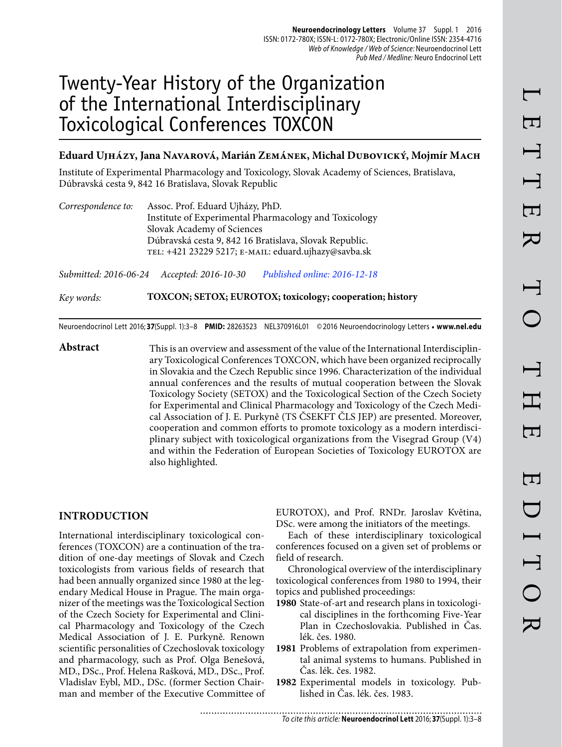# Twenty-Year History of the Organization of the International Interdisciplinary Toxicological Conferences TOXCON

**Eduard Ujházy, Jana Navarová, Marián Zemánek, Michal Dubovický, Mojmír Mach**

Institute of Experimental Pharmacology and Toxicology, Slovak Academy of Sciences, Bratislava, Dúbravská cesta 9, 842 16 Bratislava, Slovak Republic

*Correspondence to:* Assoc. Prof. Eduard Ujházy, PhD.
Institute of Experimental Pharmacology and Toxicology
Slovak Academy of Sciences
Dúbravská cesta 9, 842 16 Bratislava, Slovak Republic.
TEL: +421 23229 5217; E-MAIL: eduard.ujhazy@savba.sk

*Submitted: 2016-06-24* *Accepted: 2016-10-30* *Published online: 2016-12-18*

*Key words:* **TOXCON; SETOX; EUROTOX; toxicology; cooperation; history**

Neuroendocrinol Lett 2016; **37**(Suppl. 1):3–8 **PMID:** 28263523 NEL370916L01 © 2016 Neuroendocrinology Letters • **www.nel.edu**

**Abstract**

This is an overview and assessment of the value of the International Interdisciplinary Toxicological Conferences TOXCON, which have been organized reciprocally in Slovakia and the Czech Republic since 1996. Characterization of the individual annual conferences and the results of mutual cooperation between the Slovak Toxicology Society (SETOX) and the Toxicological Section of the Czech Society for Experimental and Clinical Pharmacology and Toxicology of the Czech Medical Association of J. E. Purkyně (TS ČSEKFT ČLS JEP) are presented. Moreover, cooperation and common efforts to promote toxicology as a modern interdisciplinary subject with toxicological organizations from the Visegrad Group (V4) and within the Federation of European Societies of Toxicology EUROTOX are also highlighted.

## INTRODUCTION

International interdisciplinary toxicological conferences (TOXCON) are a continuation of the tradition of one-day meetings of Slovak and Czech toxicologists from various fields of research that had been annually organized since 1980 at the legendary Medical House in Prague. The main organizer of the meetings was the Toxicological Section of the Czech Society for Experimental and Clinical Pharmacology and Toxicology of the Czech Medical Association of J. E. Purkyně. Renown scientific personalities of Czechoslovak toxicology and pharmacology, such as Prof. Olga Benešová, MD., DSc., Prof. Helena Rašková, MD., DSc., Prof. Vladislav Eybl, MD., DSc. (former Section Chairman and member of the Executive Committee of EUROTOX), and Prof. RNDr. Jaroslav Květina, DSc. were among the initiators of the meetings.

Each of these interdisciplinary toxicological conferences focused on a given set of problems or field of research.

Chronological overview of the interdisciplinary toxicological conferences from 1980 to 1994, their topics and published proceedings:

- **1980** State-of-art and research plans in toxicological disciplines in the forthcoming Five-Year Plan in Czechoslovakia. Published in Čas. lék. čes. 1980.
- **1981** Problems of extrapolation from experimental animal systems to humans. Published in Čas. lék. čes. 1982.
- **1982** Experimental models in toxicology. Published in Čas. lék. čes. 1983.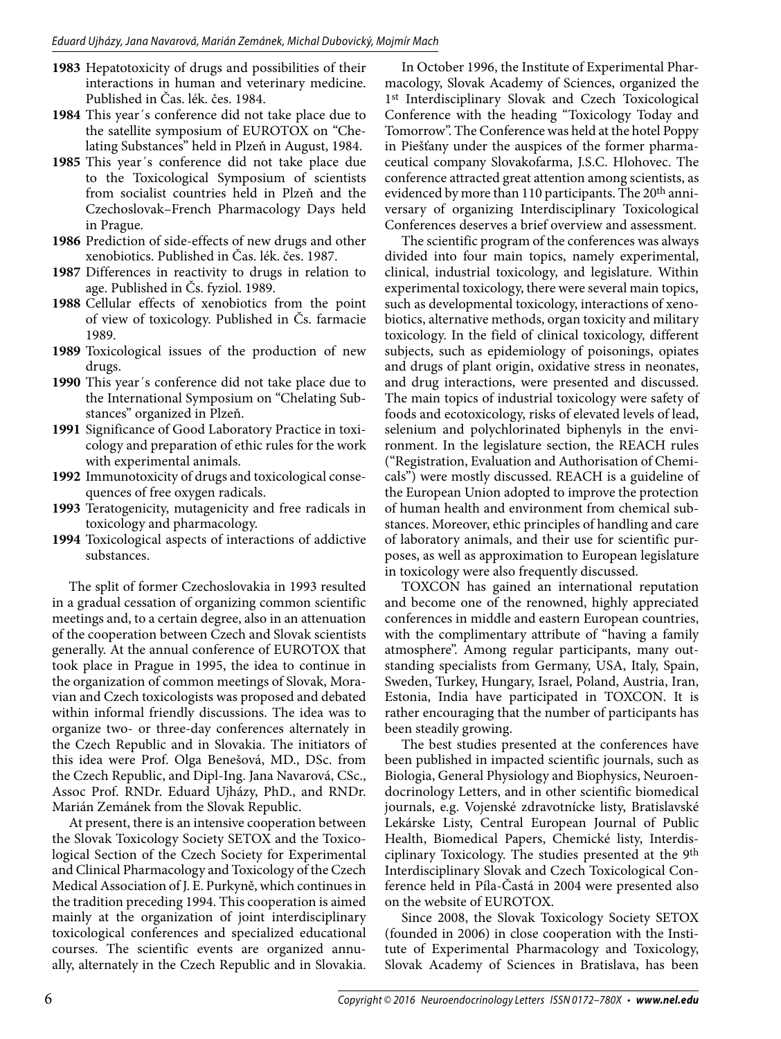**1983** Hepatotoxicity of drugs and possibilities of their interactions in human and veterinary medicine. Published in Čas. lék. čes. 1984.

**1984** This year´s conference did not take place due to the satellite symposium of EUROTOX on "Chelating Substances" held in Plzeň in August, 1984.

**1985** This year´s conference did not take place due to the Toxicological Symposium of scientists from socialist countries held in Plzeň and the Czechoslovak–French Pharmacology Days held in Prague.

**1986** Prediction of side-effects of new drugs and other xenobiotics. Published in Čas. lék. čes. 1987.

**1987** Differences in reactivity to drugs in relation to age. Published in Čs. fyziol. 1989.

**1988** Cellular effects of xenobiotics from the point of view of toxicology. Published in Čs. farmacie 1989.

**1989** Toxicological issues of the production of new drugs.

**1990** This year´s conference did not take place due to the International Symposium on "Chelating Substances" organized in Plzeň.

**1991** Significance of Good Laboratory Practice in toxicology and preparation of ethic rules for the work with experimental animals.

**1992** Immunotoxicity of drugs and toxicological consequences of free oxygen radicals.

**1993** Teratogenicity, mutagenicity and free radicals in toxicology and pharmacology.

**1994** Toxicological aspects of interactions of addictive substances.

The split of former Czechoslovakia in 1993 resulted in a gradual cessation of organizing common scientific meetings and, to a certain degree, also in an attenuation of the cooperation between Czech and Slovak scientists generally. At the annual conference of EUROTOX that took place in Prague in 1995, the idea to continue in the organization of common meetings of Slovak, Moravian and Czech toxicologists was proposed and debated within informal friendly discussions. The idea was to organize two- or three-day conferences alternately in the Czech Republic and in Slovakia. The initiators of this idea were Prof. Olga Benešová, MD., DSc. from the Czech Republic, and Dipl-Ing. Jana Navarová, CSc., Assoc Prof. RNDr. Eduard Ujházy, PhD., and RNDr. Marián Zemánek from the Slovak Republic.

At present, there is an intensive cooperation between the Slovak Toxicology Society SETOX and the Toxicological Section of the Czech Society for Experimental and Clinical Pharmacology and Toxicology of the Czech Medical Association of J. E. Purkyně, which continues in the tradition preceding 1994. This cooperation is aimed mainly at the organization of joint interdisciplinary toxicological conferences and specialized educational courses. The scientific events are organized annually, alternately in the Czech Republic and in Slovakia.

In October 1996, the Institute of Experimental Pharmacology, Slovak Academy of Sciences, organized the 1st Interdisciplinary Slovak and Czech Toxicological Conference with the heading "Toxicology Today and Tomorrow". The Conference was held at the hotel Poppy in Piešťany under the auspices of the former pharmaceutical company Slovakofarma, J.S.C. Hlohovec. The conference attracted great attention among scientists, as evidenced by more than 110 participants. The 20th anniversary of organizing Interdisciplinary Toxicological Conferences deserves a brief overview and assessment.

The scientific program of the conferences was always divided into four main topics, namely experimental, clinical, industrial toxicology, and legislature. Within experimental toxicology, there were several main topics, such as developmental toxicology, interactions of xenobiotics, alternative methods, organ toxicity and military toxicology. In the field of clinical toxicology, different subjects, such as epidemiology of poisonings, opiates and drugs of plant origin, oxidative stress in neonates, and drug interactions, were presented and discussed. The main topics of industrial toxicology were safety of foods and ecotoxicology, risks of elevated levels of lead, selenium and polychlorinated biphenyls in the environment. In the legislature section, the REACH rules ("Registration, Evaluation and Authorisation of Chemicals") were mostly discussed. REACH is a guideline of the European Union adopted to improve the protection of human health and environment from chemical substances. Moreover, ethic principles of handling and care of laboratory animals, and their use for scientific purposes, as well as approximation to European legislature in toxicology were also frequently discussed.

TOXCON has gained an international reputation and become one of the renowned, highly appreciated conferences in middle and eastern European countries, with the complimentary attribute of "having a family atmosphere". Among regular participants, many outstanding specialists from Germany, USA, Italy, Spain, Sweden, Turkey, Hungary, Israel, Poland, Austria, Iran, Estonia, India have participated in TOXCON. It is rather encouraging that the number of participants has been steadily growing.

The best studies presented at the conferences have been published in impacted scientific journals, such as Biologia, General Physiology and Biophysics, Neuroendocrinology Letters, and in other scientific biomedical journals, e.g. Vojenské zdravotnícke listy, Bratislavské Lekárske Listy, Central European Journal of Public Health, Biomedical Papers, Chemické listy, Interdisciplinary Toxicology. The studies presented at the 9th Interdisciplinary Slovak and Czech Toxicological Conference held in Píla-Častá in 2004 were presented also on the website of EUROTOX.

Since 2008, the Slovak Toxicology Society SETOX (founded in 2006) in close cooperation with the Institute of Experimental Pharmacology and Toxicology, Slovak Academy of Sciences in Bratislava, has been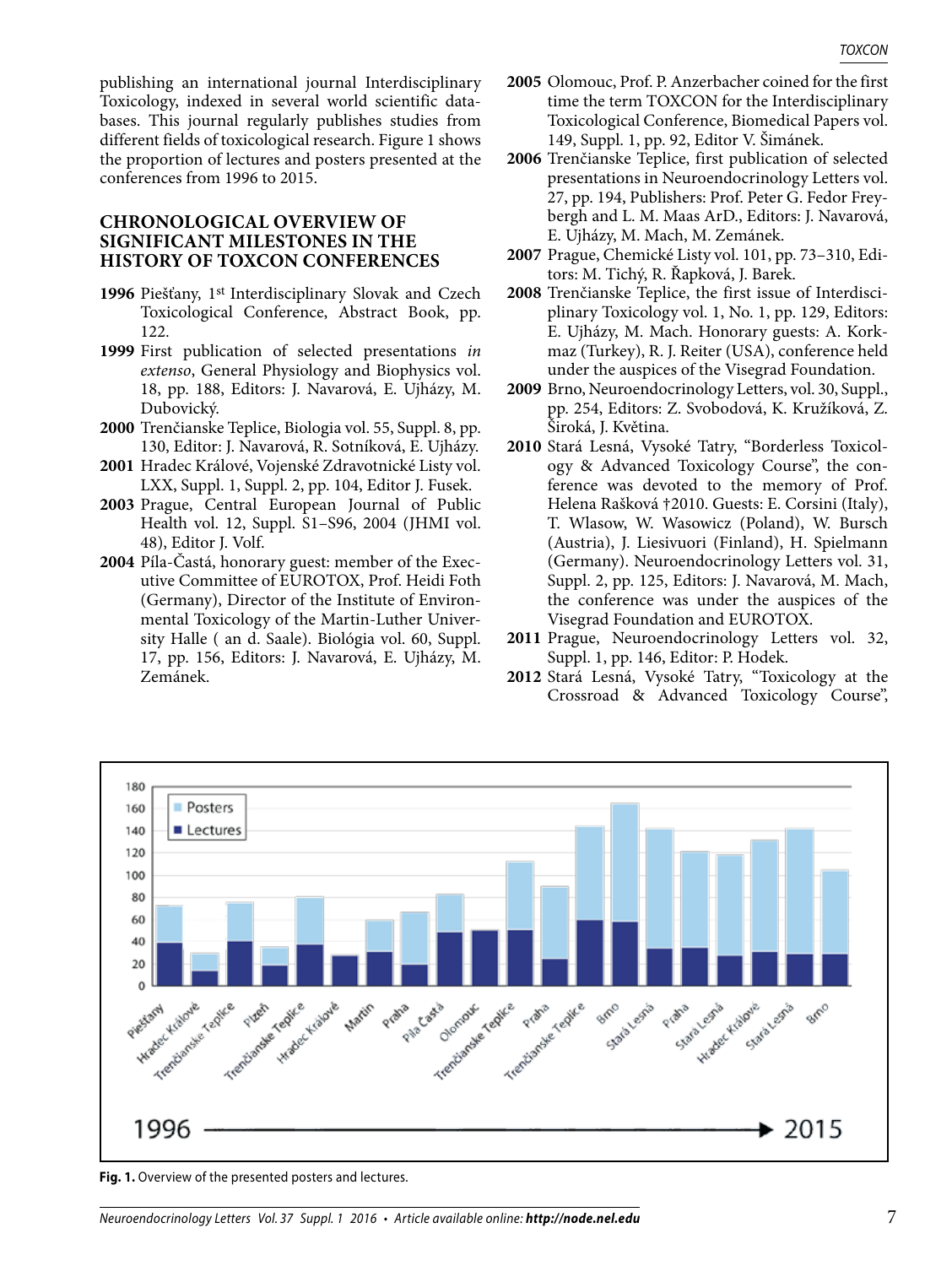publishing an international journal Interdisciplinary Toxicology, indexed in several world scientific databases. This journal regularly publishes studies from different fields of toxicological research. Figure 1 shows the proportion of lectures and posters presented at the conferences from 1996 to 2015.

## CHRONOLOGICAL OVERVIEW OF SIGNIFICANT MILESTONES IN THE HISTORY OF TOXCON CONFERENCES

**1996** Piešťany, 1st Interdisciplinary Slovak and Czech Toxicological Conference, Abstract Book, pp. 122.

**1999** First publication of selected presentations *in extenso*, General Physiology and Biophysics vol. 18, pp. 188, Editors: J. Navarová, E. Ujházy, M. Dubovický.

**2000** Trenčianske Teplice, Biologia vol. 55, Suppl. 8, pp. 130, Editor: J. Navarová, R. Sotníková, E. Ujházy.

**2001** Hradec Králové, Vojenské Zdravotnické Listy vol. LXX, Suppl. 1, Suppl. 2, pp. 104, Editor J. Fusek.

**2003** Prague, Central European Journal of Public Health vol. 12, Suppl. S1–S96, 2004 (JHMI vol. 48), Editor J. Volf.

**2004** Píla-Častá, honorary guest: member of the Executive Committee of EUROTOX, Prof. Heidi Foth (Germany), Director of the Institute of Environmental Toxicology of the Martin-Luther University Halle ( an d. Saale). Biológia vol. 60, Suppl. 17, pp. 156, Editors: J. Navarová, E. Ujházy, M. Zemánek.

**2005** Olomouc, Prof. P. Anzerbacher coined for the first time the term TOXCON for the Interdisciplinary Toxicological Conference, Biomedical Papers vol. 149, Suppl. 1, pp. 92, Editor V. Šimánek.

**2006** Trenčianske Teplice, first publication of selected presentations in Neuroendocrinology Letters vol. 27, pp. 194, Publishers: Prof. Peter G. Fedor Freybergh and L. M. Maas ArD., Editors: J. Navarová, E. Ujházy, M. Mach, M. Zemánek.

**2007** Prague, Chemické Listy vol. 101, pp. 73–310, Editors: M. Tichý, R. Řapková, J. Barek.

**2008** Trenčianske Teplice, the first issue of Interdisciplinary Toxicology vol. 1, No. 1, pp. 129, Editors: E. Ujházy, M. Mach. Honorary guests: A. Korkmaz (Turkey), R. J. Reiter (USA), conference held under the auspices of the Visegrad Foundation.

**2009** Brno, Neuroendocrinology Letters, vol. 30, Suppl., pp. 254, Editors: Z. Svobodová, K. Kružíková, Z. Široká, J. Květina.

**2010** Stará Lesná, Vysoké Tatry, "Borderless Toxicology & Advanced Toxicology Course", the conference was devoted to the memory of Prof. Helena Rašková †2010. Guests: E. Corsini (Italy), T. Wlasow, W. Wasowicz (Poland), W. Bursch (Austria), J. Liesivuori (Finland), H. Spielmann (Germany). Neuroendocrinology Letters vol. 31, Suppl. 2, pp. 125, Editors: J. Navarová, M. Mach, the conference was under the auspices of the Visegrad Foundation and EUROTOX.

**2011** Prague, Neuroendocrinology Letters vol. 32, Suppl. 1, pp. 146, Editor: P. Hodek.

**2012** Stará Lesná, Vysoké Tatry, "Toxicology at the Crossroad & Advanced Toxicology Course",

**Fig. 1.** Overview of the presented posters and lectures.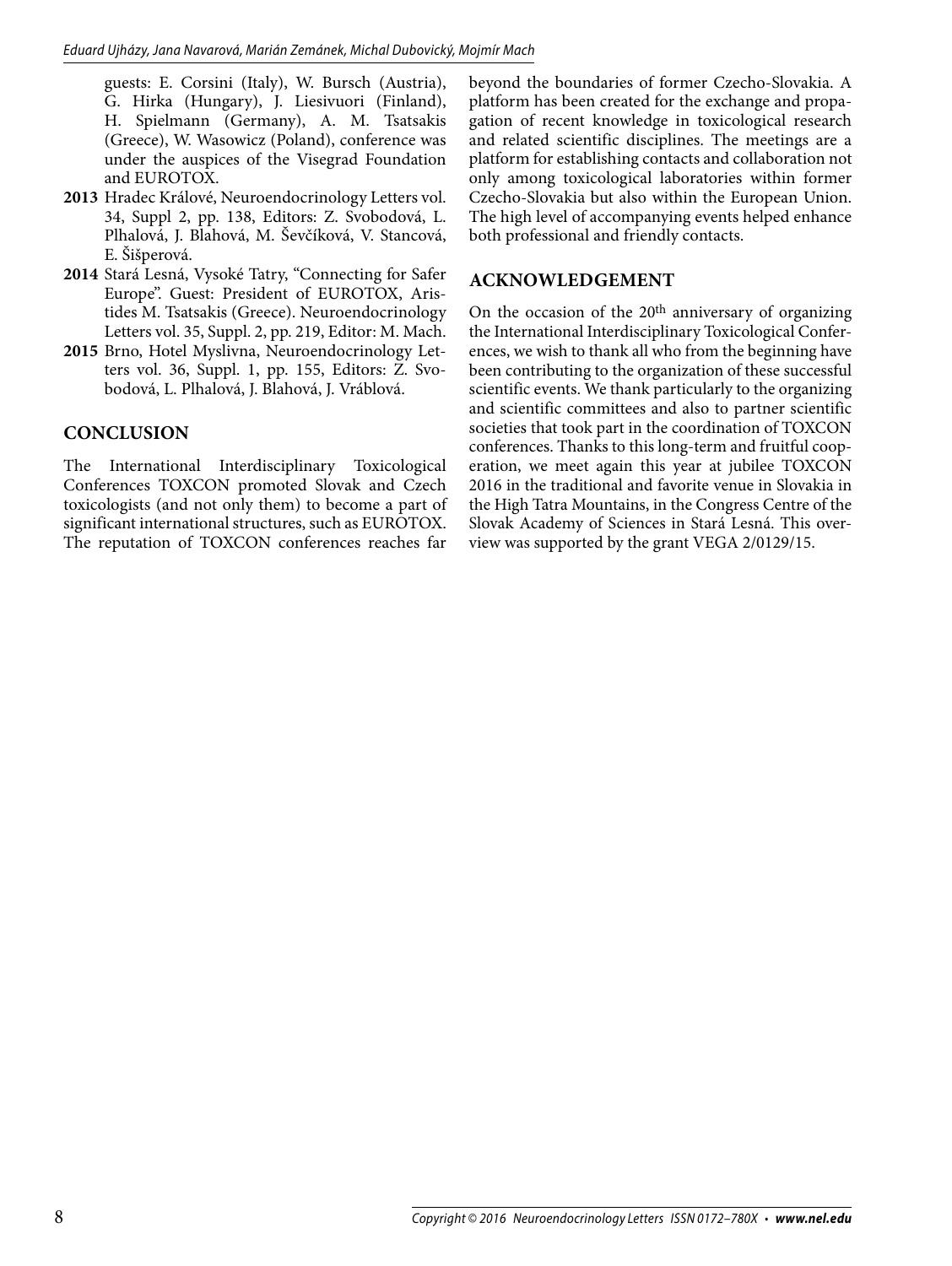guests: E. Corsini (Italy), W. Bursch (Austria), G. Hirka (Hungary), J. Liesivuori (Finland), H. Spielmann (Germany), A. M. Tsatsakis (Greece), W. Wasowicz (Poland), conference was under the auspices of the Visegrad Foundation and EUROTOX.

**2013** Hradec Králové, Neuroendocrinology Letters vol. 34, Suppl 2, pp. 138, Editors: Z. Svobodová, L. Plhalová, J. Blahová, M. Ševčíková, V. Stancová, E. Šišperová.

**2014** Stará Lesná, Vysoké Tatry, "Connecting for Safer Europe". Guest: President of EUROTOX, Aristides M. Tsatsakis (Greece). Neuroendocrinology Letters vol. 35, Suppl. 2, pp. 219, Editor: M. Mach.

**2015** Brno, Hotel Myslivna, Neuroendocrinology Letters vol. 36, Suppl. 1, pp. 155, Editors: Z. Svobodová, L. Plhalová, J. Blahová, J. Vráblová.

## CONCLUSION

The International Interdisciplinary Toxicological Conferences TOXCON promoted Slovak and Czech toxicologists (and not only them) to become a part of significant international structures, such as EUROTOX. The reputation of TOXCON conferences reaches far beyond the boundaries of former Czecho-Slovakia. A platform has been created for the exchange and propagation of recent knowledge in toxicological research and related scientific disciplines. The meetings are a platform for establishing contacts and collaboration not only among toxicological laboratories within former Czecho-Slovakia but also within the European Union. The high level of accompanying events helped enhance both professional and friendly contacts.

## ACKNOWLEDGEMENT

On the occasion of the 20th anniversary of organizing the International Interdisciplinary Toxicological Conferences, we wish to thank all who from the beginning have been contributing to the organization of these successful scientific events. We thank particularly to the organizing and scientific committees and also to partner scientific societies that took part in the coordination of TOXCON conferences. Thanks to this long-term and fruitful cooperation, we meet again this year at jubilee TOXCON 2016 in the traditional and favorite venue in Slovakia in the High Tatra Mountains, in the Congress Centre of the Slovak Academy of Sciences in Stará Lesná. This overview was supported by the grant VEGA 2/0129/15.